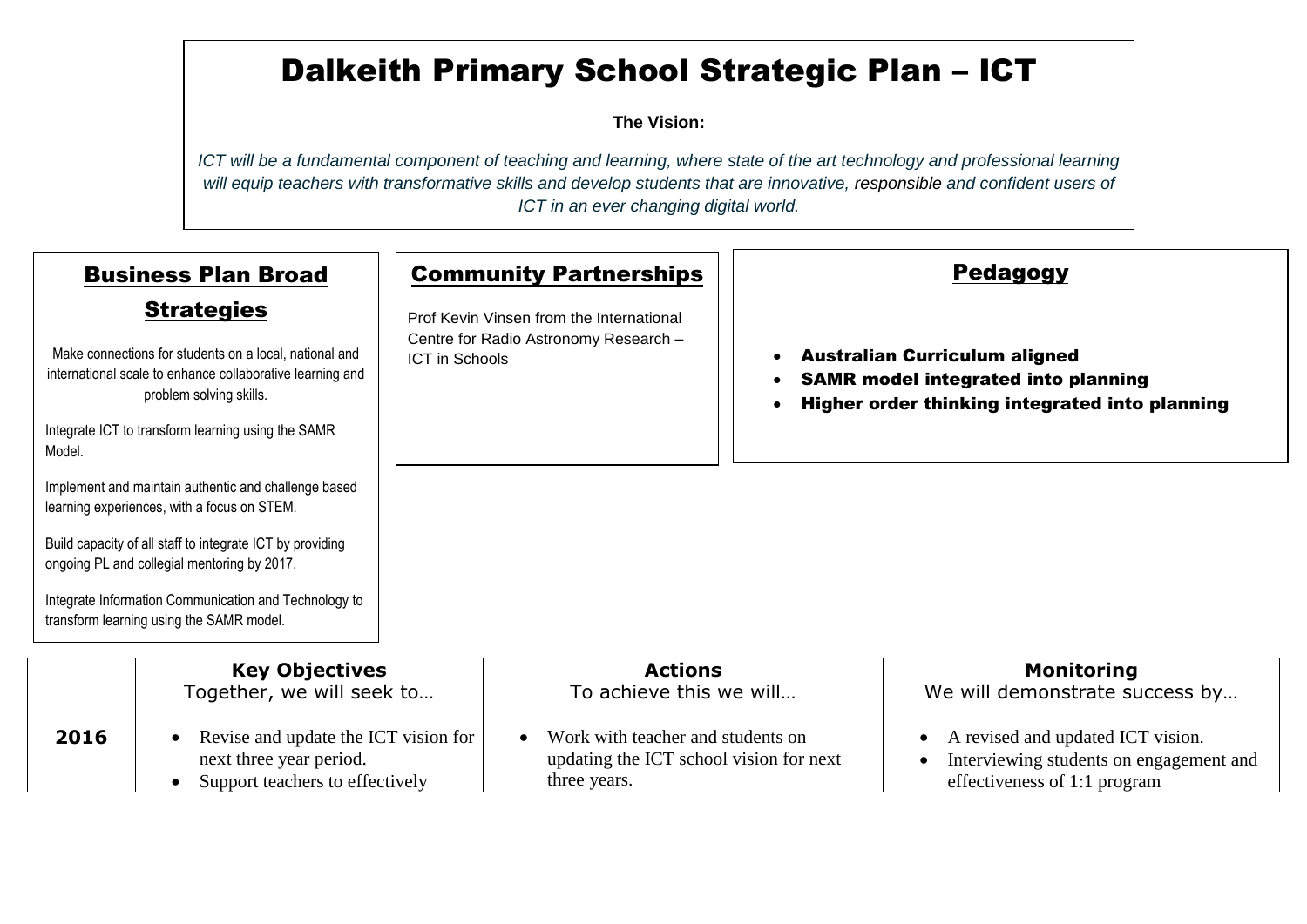# Dalkeith Primary School Strategic Plan – ICT

**The Vision:**

*ICT will be a fundamental component of teaching and learning, where state of the art technology and professional learning will equip teachers with transformative skills and develop students that are innovative, responsible and confident users of ICT in an ever changing digital world.*

## Business Plan Broad Strategies

Make connections for students on a local, national and international scale to enhance collaborative learning and problem solving skills.

Integrate ICT to transform learning using the SAMR Model.

Implement and maintain authentic and challenge based learning experiences, with a focus on STEM.

Build capacity of all staff to integrate ICT by providing ongoing PL and collegial mentoring by 2017.

Integrate Information Communication and Technology to transform learning using the SAMR model.

## Community Partnerships

Prof Kevin Vinsen from the International Centre for Radio Astronomy Research – ICT in Schools

## Pedagogy

- **Australian Curriculum aligned**
- **SAMR model integrated into planning**
- **Higher order thinking integrated into planning**

| | **Key Objectives**<br>Together, we will seek to… | **Actions**<br>To achieve this we will… | **Monitoring**<br>We will demonstrate success by… |
|---|---|---|---|
| **2016** | • Revise and update the ICT vision for next three year period.<br>• Support teachers to effectively | • Work with teacher and students on updating the ICT school vision for next three years. | • A revised and updated ICT vision.<br>• Interviewing students on engagement and effectiveness of 1:1 program |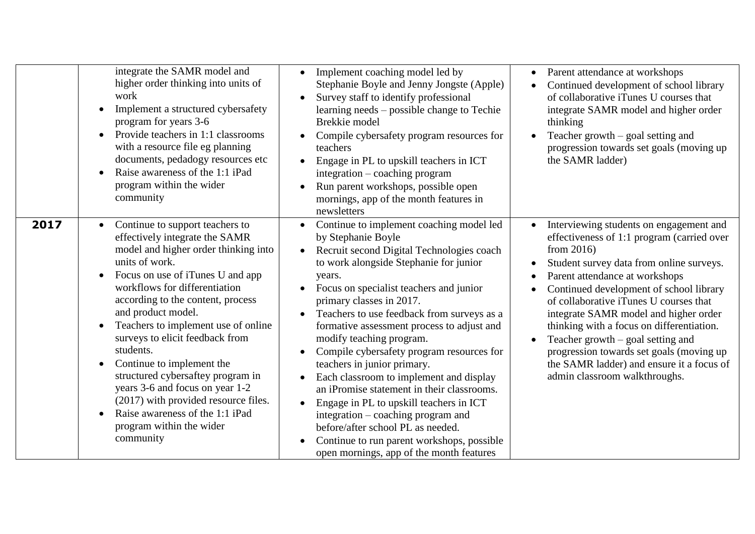| | | | |
|---|---|---|---|
| | integrate the SAMR model and higher order thinking into units of work<br>• Implement a structured cybersafety program for years 3-6<br>• Provide teachers in 1:1 classrooms with a resource file eg planning documents, pedadogy resources etc<br>• Raise awareness of the 1:1 iPad program within the wider community | • Implement coaching model led by Stephanie Boyle and Jenny Jongste (Apple)<br>• Survey staff to identify professional learning needs – possible change to Techie Brekkie model<br>• Compile cybersafety program resources for teachers<br>• Engage in PL to upskill teachers in ICT integration – coaching program<br>• Run parent workshops, possible open mornings, app of the month features in newsletters | • Parent attendance at workshops<br>• Continued development of school library of collaborative iTunes U courses that integrate SAMR model and higher order thinking<br>• Teacher growth – goal setting and progression towards set goals (moving up the SAMR ladder) |
| **2017** | • Continue to support teachers to effectively integrate the SAMR model and higher order thinking into units of work.<br>• Focus on use of iTunes U and app workflows for differentiation according to the content, process and product model.<br>• Teachers to implement use of online surveys to elicit feedback from students.<br>• Continue to implement the structured cybersaftey program in years 3-6 and focus on year 1-2 (2017) with provided resource files.<br>• Raise awareness of the 1:1 iPad program within the wider community | • Continue to implement coaching model led by Stephanie Boyle<br>• Recruit second Digital Technologies coach to work alongside Stephanie for junior years.<br>• Focus on specialist teachers and junior primary classes in 2017.<br>• Teachers to use feedback from surveys as a formative assessment process to adjust and modify teaching program.<br>• Compile cybersafety program resources for teachers in junior primary.<br>• Each classroom to implement and display an iPromise statement in their classrooms.<br>• Engage in PL to upskill teachers in ICT integration – coaching program and before/after school PL as needed.<br>• Continue to run parent workshops, possible open mornings, app of the month features | • Interviewing students on engagement and effectiveness of 1:1 program (carried over from 2016)<br>• Student survey data from online surveys.<br>• Parent attendance at workshops<br>• Continued development of school library of collaborative iTunes U courses that integrate SAMR model and higher order thinking with a focus on differentiation.<br>• Teacher growth – goal setting and progression towards set goals (moving up the SAMR ladder) and ensure it a focus of admin classroom walkthroughs. |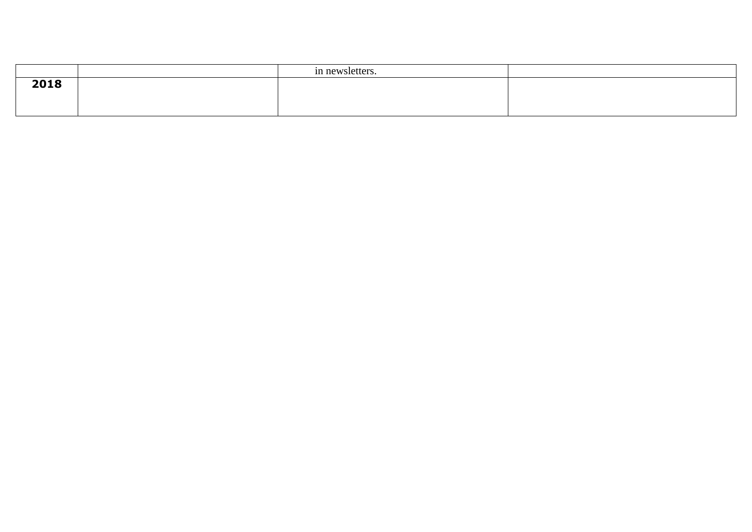| | | | |
|---|---|---|---|
| | | in newsletters. | |
| **2018** | | | |